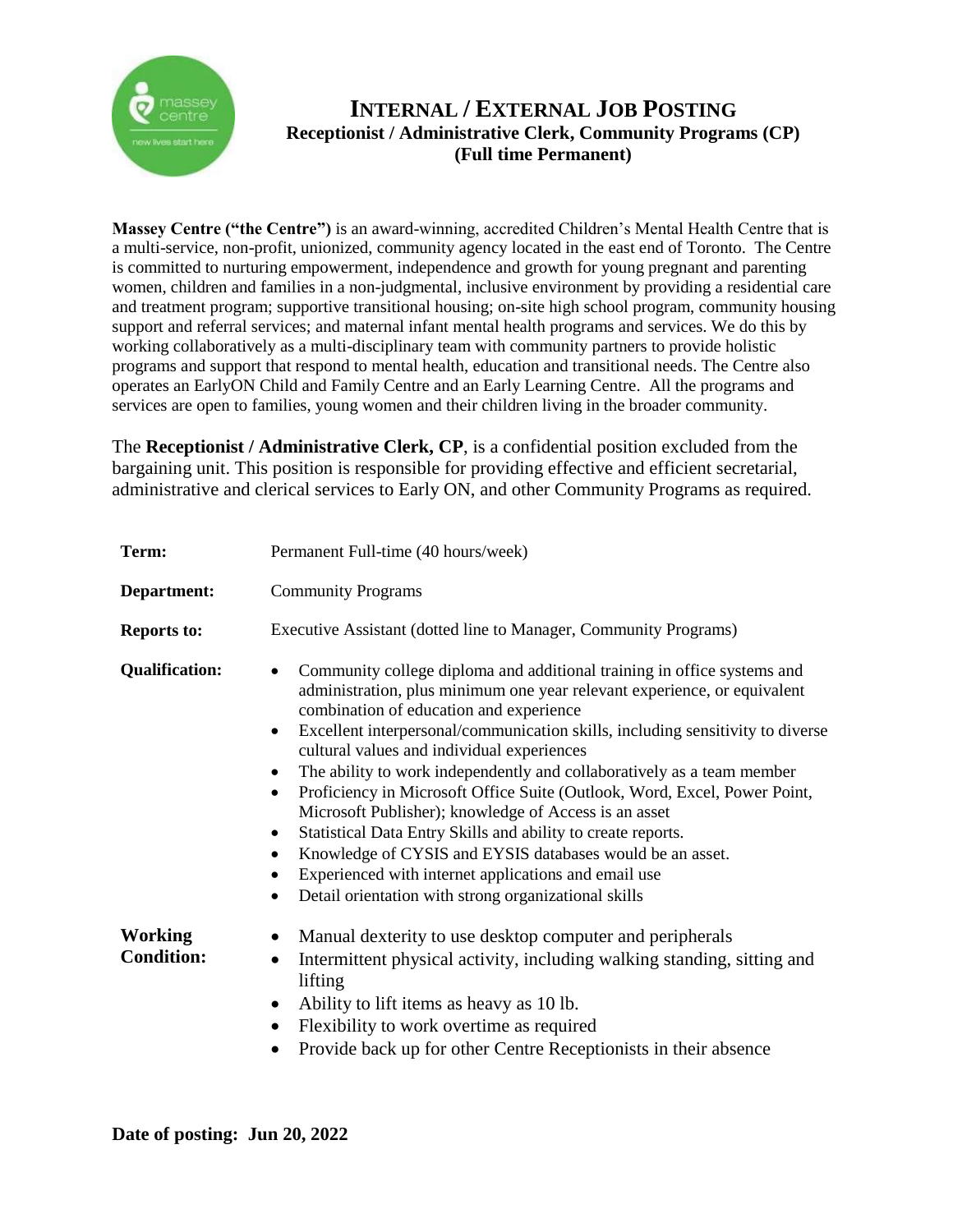# INTERNAL / EXTERNAL JOB POSTING

**Receptionist / Administrative Clerk, Community Programs (CP)**
**(Full time Permanent)**

**Massey Centre ("the Centre")** is an award-winning, accredited Children's Mental Health Centre that is a multi-service, non-profit, unionized, community agency located in the east end of Toronto. The Centre is committed to nurturing empowerment, independence and growth for young pregnant and parenting women, children and families in a non-judgmental, inclusive environment by providing a residential care and treatment program; supportive transitional housing; on-site high school program, community housing support and referral services; and maternal infant mental health programs and services. We do this by working collaboratively as a multi-disciplinary team with community partners to provide holistic programs and support that respond to mental health, education and transitional needs. The Centre also operates an EarlyON Child and Family Centre and an Early Learning Centre. All the programs and services are open to families, young women and their children living in the broader community.

The **Receptionist / Administrative Clerk, CP**, is a confidential position excluded from the bargaining unit. This position is responsible for providing effective and efficient secretarial, administrative and clerical services to Early ON, and other Community Programs as required.

**Term:** Permanent Full-time (40 hours/week)

**Department:** Community Programs

**Reports to:** Executive Assistant (dotted line to Manager, Community Programs)

**Qualification:**

- Community college diploma and additional training in office systems and administration, plus minimum one year relevant experience, or equivalent combination of education and experience
- Excellent interpersonal/communication skills, including sensitivity to diverse cultural values and individual experiences
- The ability to work independently and collaboratively as a team member
- Proficiency in Microsoft Office Suite (Outlook, Word, Excel, Power Point, Microsoft Publisher); knowledge of Access is an asset
- Statistical Data Entry Skills and ability to create reports.
- Knowledge of CYSIS and EYSIS databases would be an asset.
- Experienced with internet applications and email use
- Detail orientation with strong organizational skills

**Working Condition:**

- Manual dexterity to use desktop computer and peripherals
- Intermittent physical activity, including walking standing, sitting and lifting
- Ability to lift items as heavy as 10 lb.
- Flexibility to work overtime as required
- Provide back up for other Centre Receptionists in their absence

**Date of posting: Jun 20, 2022**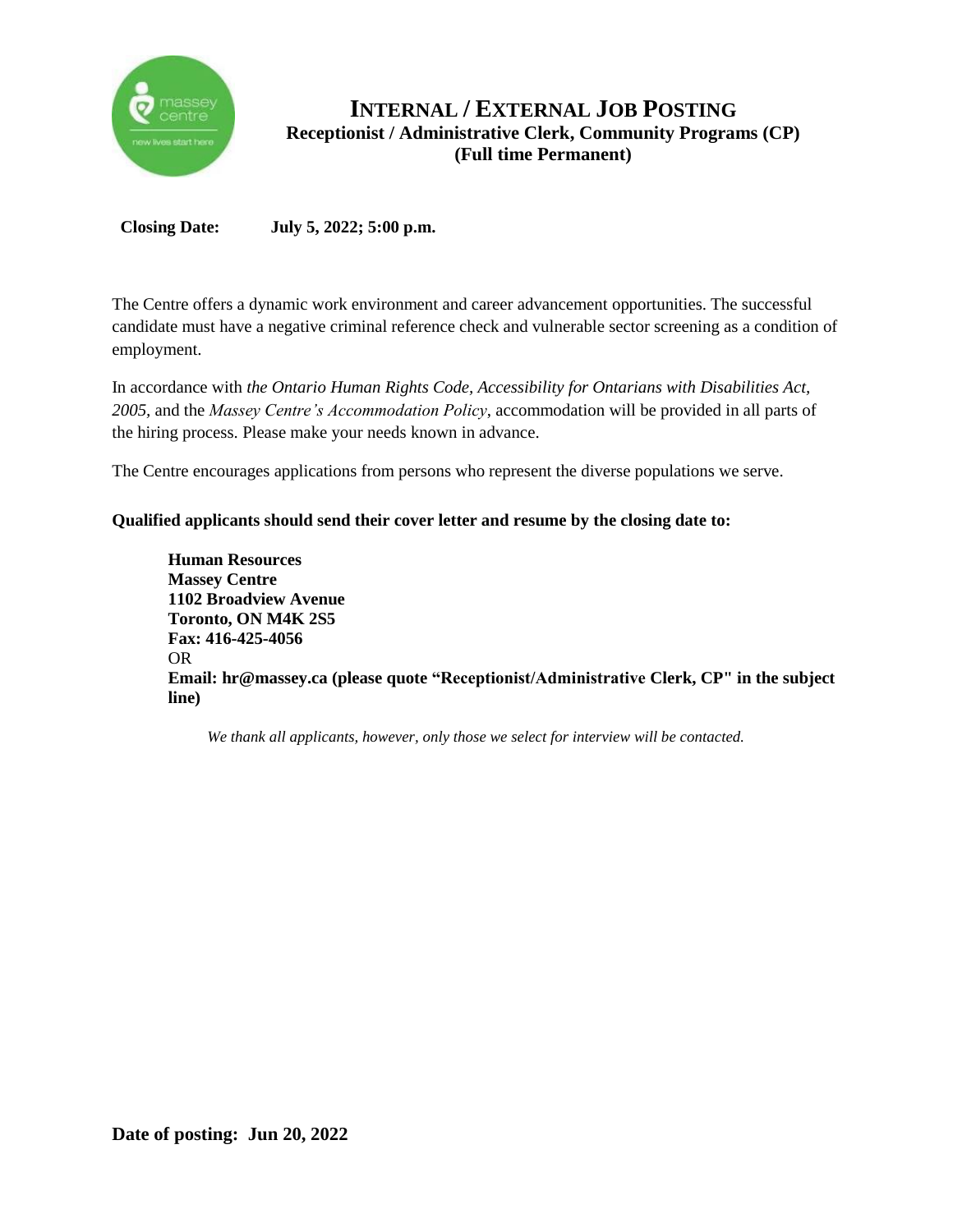# INTERNAL / EXTERNAL JOB POSTING

**Receptionist / Administrative Clerk, Community Programs (CP)**
**(Full time Permanent)**

**Closing Date:** **July 5, 2022; 5:00 p.m.**

The Centre offers a dynamic work environment and career advancement opportunities. The successful candidate must have a negative criminal reference check and vulnerable sector screening as a condition of employment.

In accordance with *the Ontario Human Rights Code*, *Accessibility for Ontarians with Disabilities Act, 2005*, and the *Massey Centre's Accommodation Policy*, accommodation will be provided in all parts of the hiring process. Please make your needs known in advance.

The Centre encourages applications from persons who represent the diverse populations we serve.

**Qualified applicants should send their cover letter and resume by the closing date to:**

**Human Resources**
**Massey Centre**
**1102 Broadview Avenue**
**Toronto, ON M4K 2S5**
**Fax: 416-425-4056**
OR
**Email: hr@massey.ca (please quote "Receptionist/Administrative Clerk, CP" in the subject line)**

*We thank all applicants, however, only those we select for interview will be contacted.*

**Date of posting: Jun 20, 2022**